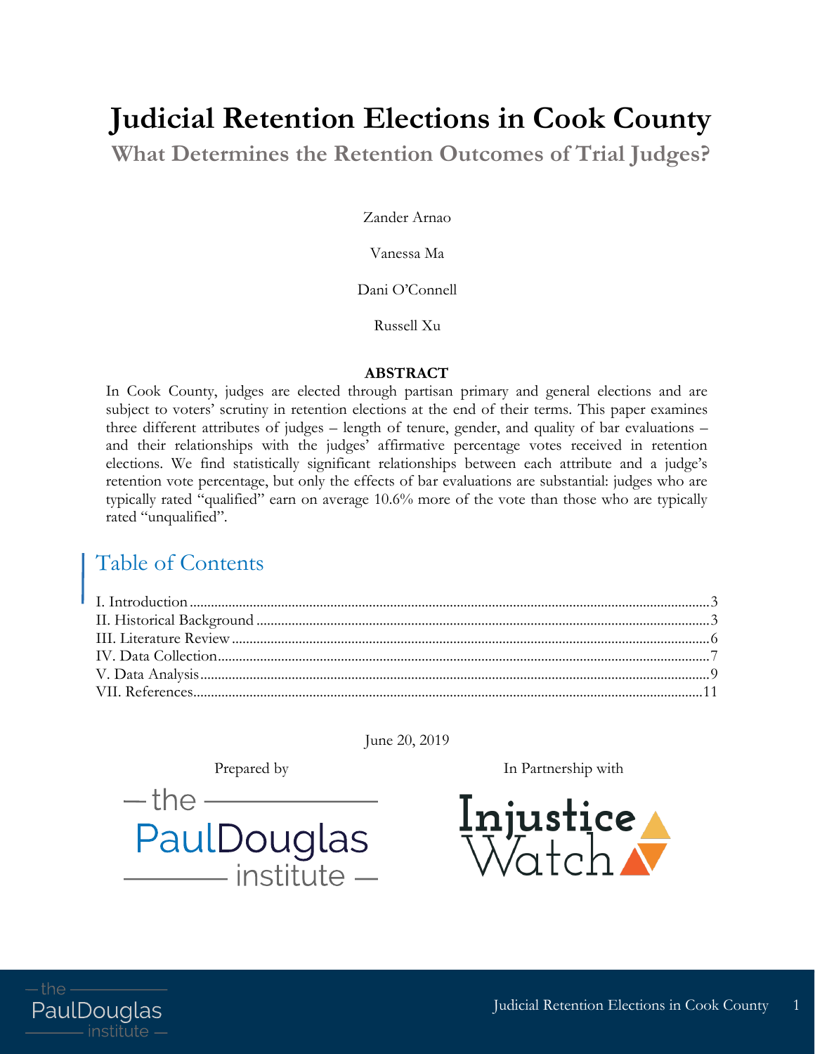# Judicial Retention Elections in Cook County

## What Determines the Retention Outcomes of Trial Judges?

Zander Arnao

Vanessa Ma

Dani O'Connell

Russell Xu

**ABSTRACT**

In Cook County, judges are elected through partisan primary and general elections and are subject to voters' scrutiny in retention elections at the end of their terms. This paper examines three different attributes of judges – length of tenure, gender, and quality of bar evaluations – and their relationships with the judges' affirmative percentage votes received in retention elections. We find statistically significant relationships between each attribute and a judge's retention vote percentage, but only the effects of bar evaluations are substantial: judges who are typically rated "qualified" earn on average 10.6% more of the vote than those who are typically rated "unqualified".

## Table of Contents

I. Introduction ........ 3
II. Historical Background ........ 3
III. Literature Review ........ 6
IV. Data Collection ........ 7
V. Data Analysis ........ 9
VII. References ........ 11

June 20, 2019

Prepared by

the PaulDouglas institute

In Partnership with

Injustice Watch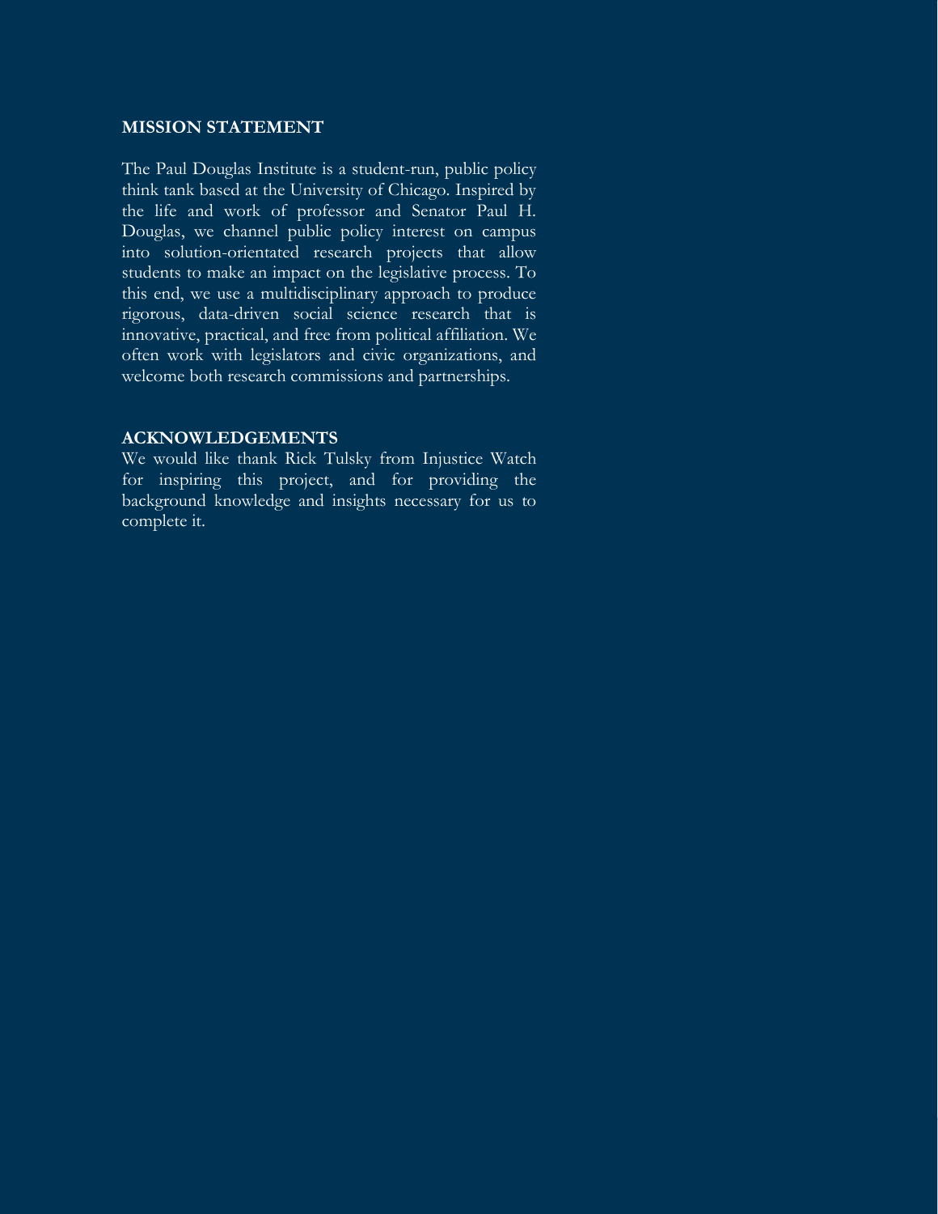## MISSION STATEMENT

The Paul Douglas Institute is a student-run, public policy think tank based at the University of Chicago. Inspired by the life and work of professor and Senator Paul H. Douglas, we channel public policy interest on campus into solution-orientated research projects that allow students to make an impact on the legislative process. To this end, we use a multidisciplinary approach to produce rigorous, data-driven social science research that is innovative, practical, and free from political affiliation. We often work with legislators and civic organizations, and welcome both research commissions and partnerships.

## ACKNOWLEDGEMENTS

We would like thank Rick Tulsky from Injustice Watch for inspiring this project, and for providing the background knowledge and insights necessary for us to complete it.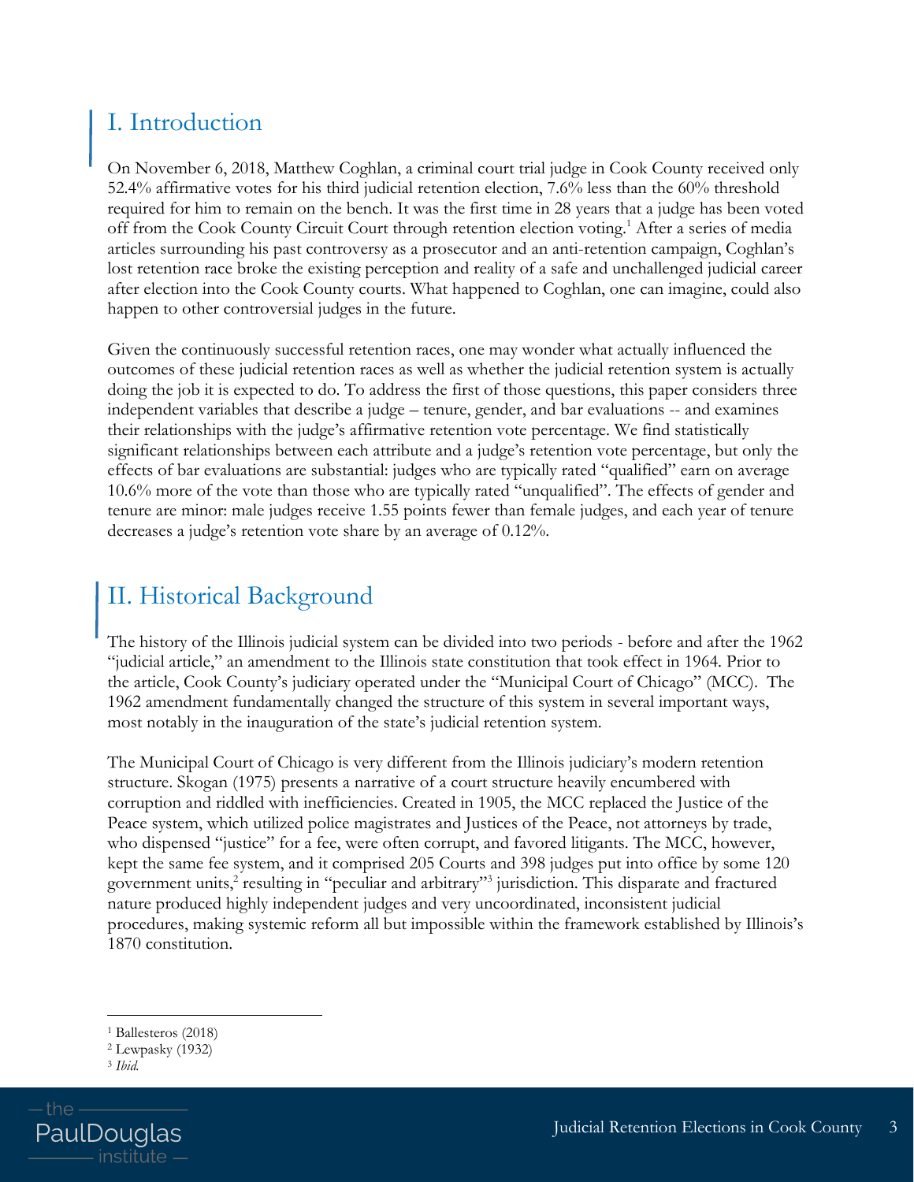## I. Introduction

On November 6, 2018, Matthew Coghlan, a criminal court trial judge in Cook County received only 52.4% affirmative votes for his third judicial retention election, 7.6% less than the 60% threshold required for him to remain on the bench. It was the first time in 28 years that a judge has been voted off from the Cook County Circuit Court through retention election voting.[1] After a series of media articles surrounding his past controversy as a prosecutor and an anti-retention campaign, Coghlan's lost retention race broke the existing perception and reality of a safe and unchallenged judicial career after election into the Cook County courts. What happened to Coghlan, one can imagine, could also happen to other controversial judges in the future.

Given the continuously successful retention races, one may wonder what actually influenced the outcomes of these judicial retention races as well as whether the judicial retention system is actually doing the job it is expected to do. To address the first of those questions, this paper considers three independent variables that describe a judge – tenure, gender, and bar evaluations -- and examines their relationships with the judge's affirmative retention vote percentage. We find statistically significant relationships between each attribute and a judge's retention vote percentage, but only the effects of bar evaluations are substantial: judges who are typically rated "qualified" earn on average 10.6% more of the vote than those who are typically rated "unqualified". The effects of gender and tenure are minor: male judges receive 1.55 points fewer than female judges, and each year of tenure decreases a judge's retention vote share by an average of 0.12%.

## II. Historical Background

The history of the Illinois judicial system can be divided into two periods - before and after the 1962 "judicial article," an amendment to the Illinois state constitution that took effect in 1964. Prior to the article, Cook County's judiciary operated under the "Municipal Court of Chicago" (MCC). The 1962 amendment fundamentally changed the structure of this system in several important ways, most notably in the inauguration of the state's judicial retention system.

The Municipal Court of Chicago is very different from the Illinois judiciary's modern retention structure. Skogan (1975) presents a narrative of a court structure heavily encumbered with corruption and riddled with inefficiencies. Created in 1905, the MCC replaced the Justice of the Peace system, which utilized police magistrates and Justices of the Peace, not attorneys by trade, who dispensed "justice" for a fee, were often corrupt, and favored litigants. The MCC, however, kept the same fee system, and it comprised 205 Courts and 398 judges put into office by some 120 government units,[2] resulting in "peculiar and arbitrary"[3] jurisdiction. This disparate and fractured nature produced highly independent judges and very uncoordinated, inconsistent judicial procedures, making systemic reform all but impossible within the framework established by Illinois's 1870 constitution.

---

[1] Ballesteros (2018)

[2] Lewpasky (1932)

[3] *Ibid.*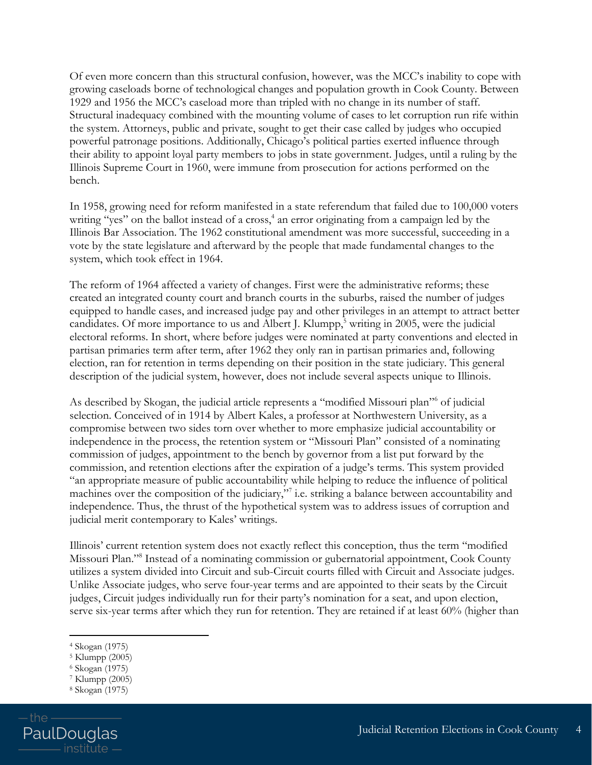Of even more concern than this structural confusion, however, was the MCC's inability to cope with growing caseloads borne of technological changes and population growth in Cook County. Between 1929 and 1956 the MCC's caseload more than tripled with no change in its number of staff. Structural inadequacy combined with the mounting volume of cases to let corruption run rife within the system. Attorneys, public and private, sought to get their case called by judges who occupied powerful patronage positions. Additionally, Chicago's political parties exerted influence through their ability to appoint loyal party members to jobs in state government. Judges, until a ruling by the Illinois Supreme Court in 1960, were immune from prosecution for actions performed on the bench.

In 1958, growing need for reform manifested in a state referendum that failed due to 100,000 voters writing "yes" on the ballot instead of a cross,[4] an error originating from a campaign led by the Illinois Bar Association. The 1962 constitutional amendment was more successful, succeeding in a vote by the state legislature and afterward by the people that made fundamental changes to the system, which took effect in 1964.

The reform of 1964 affected a variety of changes. First were the administrative reforms; these created an integrated county court and branch courts in the suburbs, raised the number of judges equipped to handle cases, and increased judge pay and other privileges in an attempt to attract better candidates. Of more importance to us and Albert J. Klumpp,[5] writing in 2005, were the judicial electoral reforms. In short, where before judges were nominated at party conventions and elected in partisan primaries term after term, after 1962 they only ran in partisan primaries and, following election, ran for retention in terms depending on their position in the state judiciary. This general description of the judicial system, however, does not include several aspects unique to Illinois.

As described by Skogan, the judicial article represents a "modified Missouri plan"[6] of judicial selection. Conceived of in 1914 by Albert Kales, a professor at Northwestern University, as a compromise between two sides torn over whether to more emphasize judicial accountability or independence in the process, the retention system or "Missouri Plan" consisted of a nominating commission of judges, appointment to the bench by governor from a list put forward by the commission, and retention elections after the expiration of a judge's terms. This system provided "an appropriate measure of public accountability while helping to reduce the influence of political machines over the composition of the judiciary,"[7] i.e. striking a balance between accountability and independence. Thus, the thrust of the hypothetical system was to address issues of corruption and judicial merit contemporary to Kales' writings.

Illinois' current retention system does not exactly reflect this conception, thus the term "modified Missouri Plan."[8] Instead of a nominating commission or gubernatorial appointment, Cook County utilizes a system divided into Circuit and sub-Circuit courts filled with Circuit and Associate judges. Unlike Associate judges, who serve four-year terms and are appointed to their seats by the Circuit judges, Circuit judges individually run for their party's nomination for a seat, and upon election, serve six-year terms after which they run for retention. They are retained if at least 60% (higher than

---

[4] Skogan (1975)
[5] Klumpp (2005)
[6] Skogan (1975)
[7] Klumpp (2005)
[8] Skogan (1975)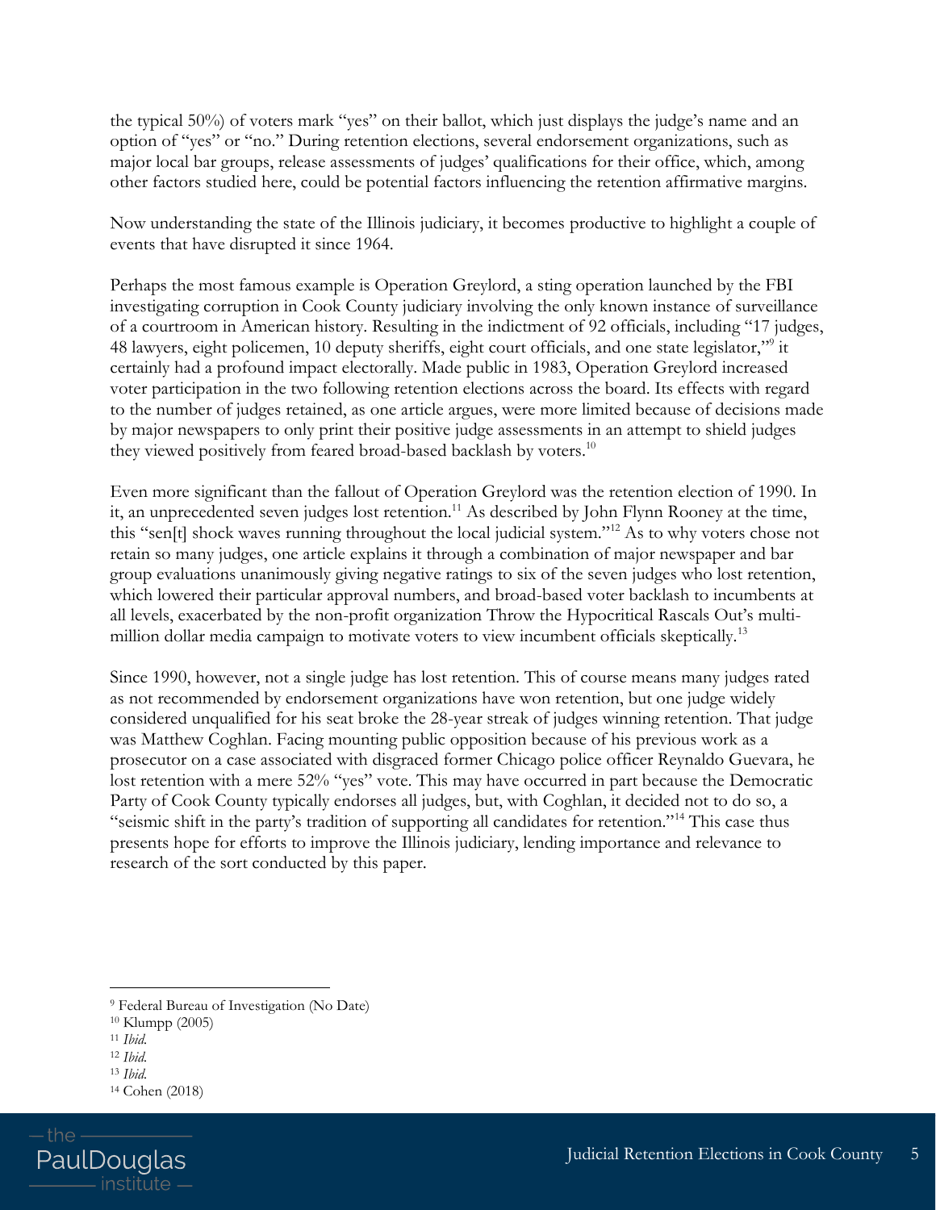the typical 50%) of voters mark "yes" on their ballot, which just displays the judge's name and an option of "yes" or "no." During retention elections, several endorsement organizations, such as major local bar groups, release assessments of judges' qualifications for their office, which, among other factors studied here, could be potential factors influencing the retention affirmative margins.

Now understanding the state of the Illinois judiciary, it becomes productive to highlight a couple of events that have disrupted it since 1964.

Perhaps the most famous example is Operation Greylord, a sting operation launched by the FBI investigating corruption in Cook County judiciary involving the only known instance of surveillance of a courtroom in American history. Resulting in the indictment of 92 officials, including "17 judges, 48 lawyers, eight policemen, 10 deputy sheriffs, eight court officials, and one state legislator,"[9] it certainly had a profound impact electorally. Made public in 1983, Operation Greylord increased voter participation in the two following retention elections across the board. Its effects with regard to the number of judges retained, as one article argues, were more limited because of decisions made by major newspapers to only print their positive judge assessments in an attempt to shield judges they viewed positively from feared broad-based backlash by voters.[10]

Even more significant than the fallout of Operation Greylord was the retention election of 1990. In it, an unprecedented seven judges lost retention.[11] As described by John Flynn Rooney at the time, this "sen[t] shock waves running throughout the local judicial system."[12] As to why voters chose not retain so many judges, one article explains it through a combination of major newspaper and bar group evaluations unanimously giving negative ratings to six of the seven judges who lost retention, which lowered their particular approval numbers, and broad-based voter backlash to incumbents at all levels, exacerbated by the non-profit organization Throw the Hypocritical Rascals Out's multi-million dollar media campaign to motivate voters to view incumbent officials skeptically.[13]

Since 1990, however, not a single judge has lost retention. This of course means many judges rated as not recommended by endorsement organizations have won retention, but one judge widely considered unqualified for his seat broke the 28-year streak of judges winning retention. That judge was Matthew Coghlan. Facing mounting public opposition because of his previous work as a prosecutor on a case associated with disgraced former Chicago police officer Reynaldo Guevara, he lost retention with a mere 52% "yes" vote. This may have occurred in part because the Democratic Party of Cook County typically endorses all judges, but, with Coghlan, it decided not to do so, a "seismic shift in the party's tradition of supporting all candidates for retention."[14] This case thus presents hope for efforts to improve the Illinois judiciary, lending importance and relevance to research of the sort conducted by this paper.

---

[9] Federal Bureau of Investigation (No Date)

[10] Klumpp (2005)

[11] *Ibid.*

[12] *Ibid.*

[13] *Ibid.*

[14] Cohen (2018)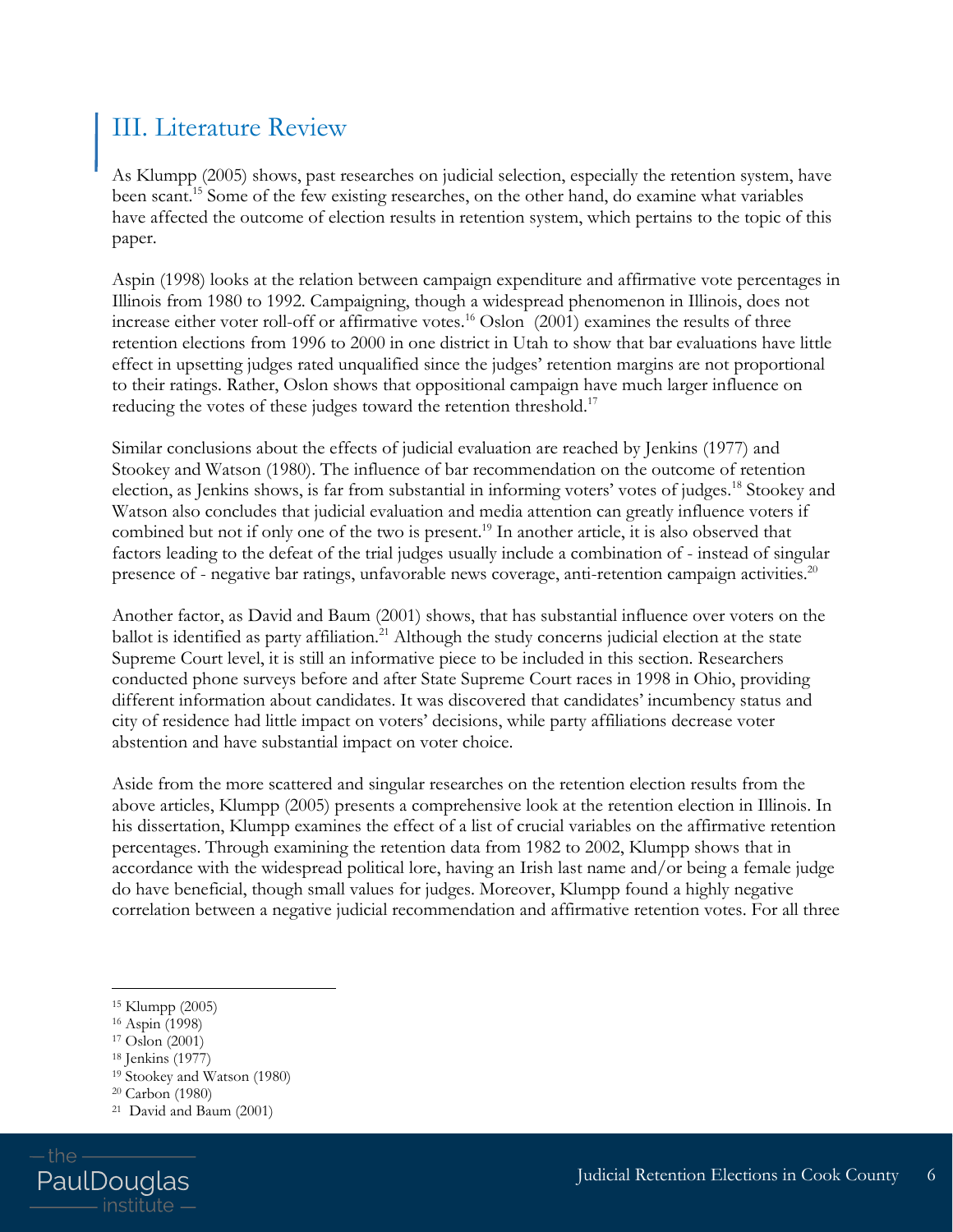## III. Literature Review

As Klumpp (2005) shows, past researches on judicial selection, especially the retention system, have been scant.[15] Some of the few existing researches, on the other hand, do examine what variables have affected the outcome of election results in retention system, which pertains to the topic of this paper.

Aspin (1998) looks at the relation between campaign expenditure and affirmative vote percentages in Illinois from 1980 to 1992. Campaigning, though a widespread phenomenon in Illinois, does not increase either voter roll-off or affirmative votes.[16] Oslon (2001) examines the results of three retention elections from 1996 to 2000 in one district in Utah to show that bar evaluations have little effect in upsetting judges rated unqualified since the judges' retention margins are not proportional to their ratings. Rather, Oslon shows that oppositional campaign have much larger influence on reducing the votes of these judges toward the retention threshold.[17]

Similar conclusions about the effects of judicial evaluation are reached by Jenkins (1977) and Stookey and Watson (1980). The influence of bar recommendation on the outcome of retention election, as Jenkins shows, is far from substantial in informing voters' votes of judges.[18] Stookey and Watson also concludes that judicial evaluation and media attention can greatly influence voters if combined but not if only one of the two is present.[19] In another article, it is also observed that factors leading to the defeat of the trial judges usually include a combination of - instead of singular presence of - negative bar ratings, unfavorable news coverage, anti-retention campaign activities.[20]

Another factor, as David and Baum (2001) shows, that has substantial influence over voters on the ballot is identified as party affiliation.[21] Although the study concerns judicial election at the state Supreme Court level, it is still an informative piece to be included in this section. Researchers conducted phone surveys before and after State Supreme Court races in 1998 in Ohio, providing different information about candidates. It was discovered that candidates' incumbency status and city of residence had little impact on voters' decisions, while party affiliations decrease voter abstention and have substantial impact on voter choice.

Aside from the more scattered and singular researches on the retention election results from the above articles, Klumpp (2005) presents a comprehensive look at the retention election in Illinois. In his dissertation, Klumpp examines the effect of a list of crucial variables on the affirmative retention percentages. Through examining the retention data from 1982 to 2002, Klumpp shows that in accordance with the widespread political lore, having an Irish last name and/or being a female judge do have beneficial, though small values for judges. Moreover, Klumpp found a highly negative correlation between a negative judicial recommendation and affirmative retention votes. For all three

---

[15] Klumpp (2005)
[16] Aspin (1998)
[17] Oslon (2001)
[18] Jenkins (1977)
[19] Stookey and Watson (1980)
[20] Carbon (1980)
[21] David and Baum (2001)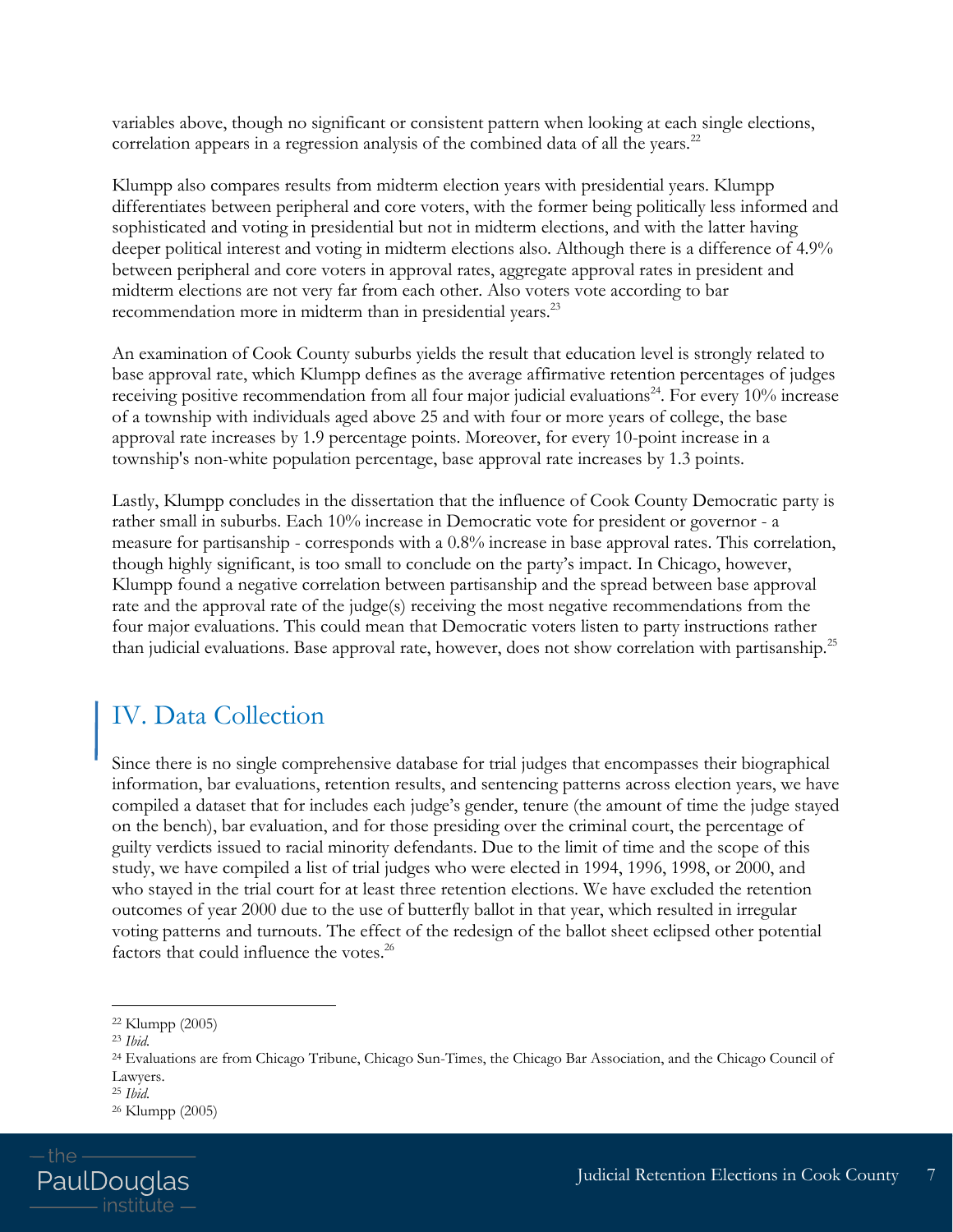variables above, though no significant or consistent pattern when looking at each single elections, correlation appears in a regression analysis of the combined data of all the years.[22]

Klumpp also compares results from midterm election years with presidential years. Klumpp differentiates between peripheral and core voters, with the former being politically less informed and sophisticated and voting in presidential but not in midterm elections, and with the latter having deeper political interest and voting in midterm elections also. Although there is a difference of 4.9% between peripheral and core voters in approval rates, aggregate approval rates in president and midterm elections are not very far from each other. Also voters vote according to bar recommendation more in midterm than in presidential years.[23]

An examination of Cook County suburbs yields the result that education level is strongly related to base approval rate, which Klumpp defines as the average affirmative retention percentages of judges receiving positive recommendation from all four major judicial evaluations[24]. For every 10% increase of a township with individuals aged above 25 and with four or more years of college, the base approval rate increases by 1.9 percentage points. Moreover, for every 10-point increase in a township's non-white population percentage, base approval rate increases by 1.3 points.

Lastly, Klumpp concludes in the dissertation that the influence of Cook County Democratic party is rather small in suburbs. Each 10% increase in Democratic vote for president or governor - a measure for partisanship - corresponds with a 0.8% increase in base approval rates. This correlation, though highly significant, is too small to conclude on the party's impact. In Chicago, however, Klumpp found a negative correlation between partisanship and the spread between base approval rate and the approval rate of the judge(s) receiving the most negative recommendations from the four major evaluations. This could mean that Democratic voters listen to party instructions rather than judicial evaluations. Base approval rate, however, does not show correlation with partisanship.[25]

## IV. Data Collection

Since there is no single comprehensive database for trial judges that encompasses their biographical information, bar evaluations, retention results, and sentencing patterns across election years, we have compiled a dataset that for includes each judge's gender, tenure (the amount of time the judge stayed on the bench), bar evaluation, and for those presiding over the criminal court, the percentage of guilty verdicts issued to racial minority defendants. Due to the limit of time and the scope of this study, we have compiled a list of trial judges who were elected in 1994, 1996, 1998, or 2000, and who stayed in the trial court for at least three retention elections. We have excluded the retention outcomes of year 2000 due to the use of butterfly ballot in that year, which resulted in irregular voting patterns and turnouts. The effect of the redesign of the ballot sheet eclipsed other potential factors that could influence the votes.[26]

---

[22] Klumpp (2005)

[23] *Ibid.*

[24] Evaluations are from Chicago Tribune, Chicago Sun-Times, the Chicago Bar Association, and the Chicago Council of Lawyers.

[25] *Ibid.*

[26] Klumpp (2005)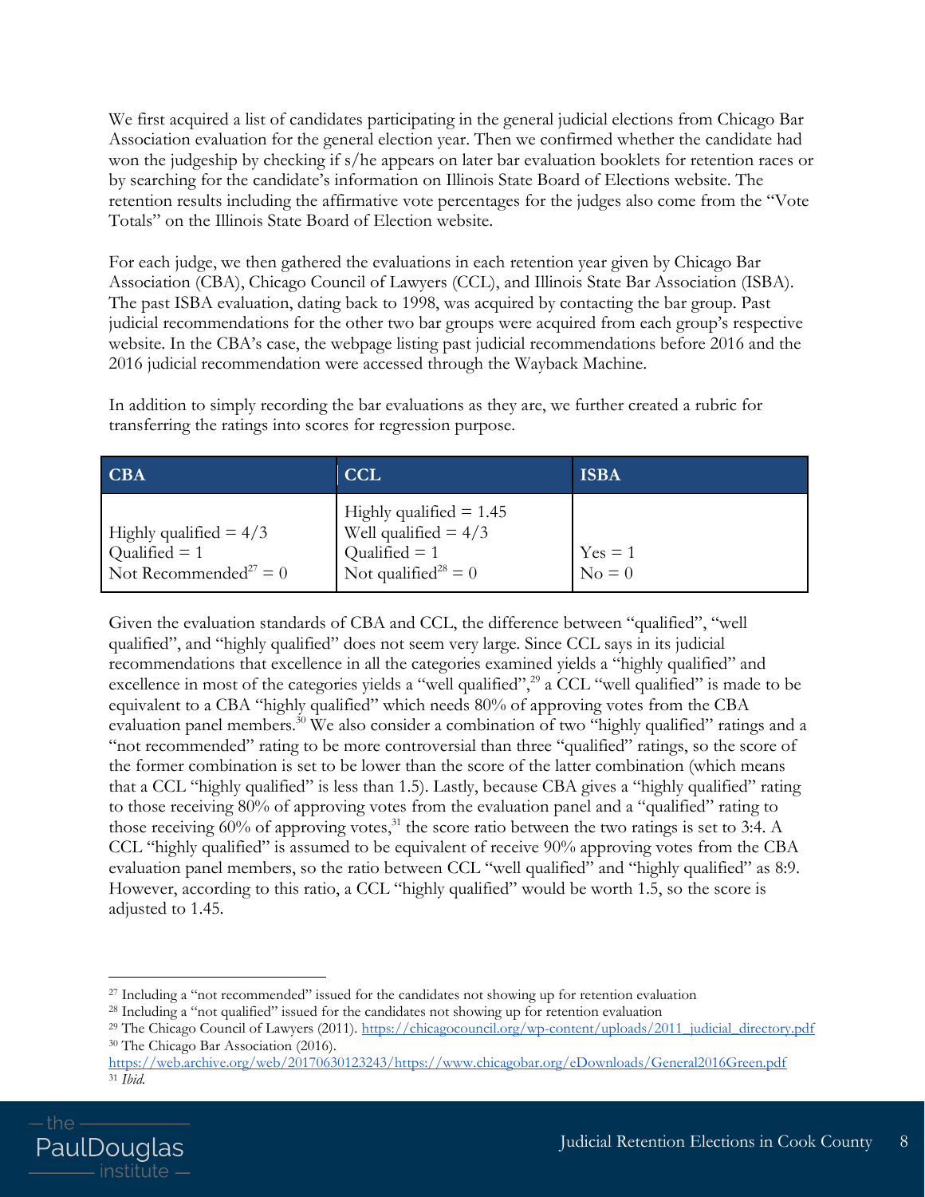We first acquired a list of candidates participating in the general judicial elections from Chicago Bar Association evaluation for the general election year. Then we confirmed whether the candidate had won the judgeship by checking if s/he appears on later bar evaluation booklets for retention races or by searching for the candidate's information on Illinois State Board of Elections website. The retention results including the affirmative vote percentages for the judges also come from the "Vote Totals" on the Illinois State Board of Election website.

For each judge, we then gathered the evaluations in each retention year given by Chicago Bar Association (CBA), Chicago Council of Lawyers (CCL), and Illinois State Bar Association (ISBA). The past ISBA evaluation, dating back to 1998, was acquired by contacting the bar group. Past judicial recommendations for the other two bar groups were acquired from each group's respective website. In the CBA's case, the webpage listing past judicial recommendations before 2016 and the 2016 judicial recommendation were accessed through the Wayback Machine.

In addition to simply recording the bar evaluations as they are, we further created a rubric for transferring the ratings into scores for regression purpose.

| CBA | CCL | ISBA |
|---|---|---|
| Highly qualified = 4/3<br>Qualified = 1<br>Not Recommended[27] = 0 | Highly qualified = 1.45<br>Well qualified = 4/3<br>Qualified = 1<br>Not qualified[28] = 0 | Yes = 1<br>No = 0 |

Given the evaluation standards of CBA and CCL, the difference between "qualified", "well qualified", and "highly qualified" does not seem very large. Since CCL says in its judicial recommendations that excellence in all the categories examined yields a "highly qualified" and excellence in most of the categories yields a "well qualified",[29] a CCL "well qualified" is made to be equivalent to a CBA "highly qualified" which needs 80% of approving votes from the CBA evaluation panel members.[30] We also consider a combination of two "highly qualified" ratings and a "not recommended" rating to be more controversial than three "qualified" ratings, so the score of the former combination is set to be lower than the score of the latter combination (which means that a CCL "highly qualified" is less than 1.5). Lastly, because CBA gives a "highly qualified" rating to those receiving 80% of approving votes from the evaluation panel and a "qualified" rating to those receiving 60% of approving votes,[31] the score ratio between the two ratings is set to 3:4. A CCL "highly qualified" is assumed to be equivalent of receive 90% approving votes from the CBA evaluation panel members, so the ratio between CCL "well qualified" and "highly qualified" as 8:9. However, according to this ratio, a CCL "highly qualified" would be worth 1.5, so the score is adjusted to 1.45.

---

[27] Including a "not recommended" issued for the candidates not showing up for retention evaluation

[28] Including a "not qualified" issued for the candidates not showing up for retention evaluation

[29] The Chicago Council of Lawyers (2011). https://chicagocouncil.org/wp-content/uploads/2011_judicial_directory.pdf

[30] The Chicago Bar Association (2016). https://web.archive.org/web/20170630123243/https://www.chicagobar.org/eDownloads/General2016Green.pdf

[31] *Ibid.*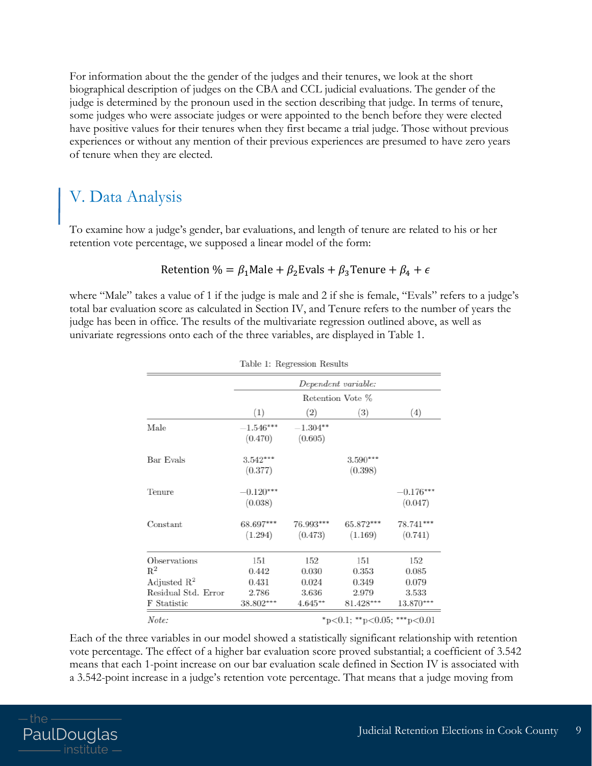For information about the the gender of the judges and their tenures, we look at the short biographical description of judges on the CBA and CCL judicial evaluations. The gender of the judge is determined by the pronoun used in the section describing that judge. In terms of tenure, some judges who were associate judges or were appointed to the bench before they were elected have positive values for their tenures when they first became a trial judge. Those without previous experiences or without any mention of their previous experiences are presumed to have zero years of tenure when they are elected.

## V. Data Analysis

To examine how a judge's gender, bar evaluations, and length of tenure are related to his or her retention vote percentage, we supposed a linear model of the form:

$$\text{Retention \%} = \beta_1\text{Male} + \beta_2\text{Evals} + \beta_3\text{Tenure} + \beta_4 + \epsilon$$

where "Male" takes a value of 1 if the judge is male and 2 if she is female, "Evals" refers to a judge's total bar evaluation score as calculated in Section IV, and Tenure refers to the number of years the judge has been in office. The results of the multivariate regression outlined above, as well as univariate regressions onto each of the three variables, are displayed in Table 1.

Table 1: Regression Results

| | *Dependent variable:* | | | |
|---|---|---|---|---|
| | Retention Vote % | | | |
| | (1) | (2) | (3) | (4) |
| Male | −1.546*** | −1.304** | | |
| | (0.470) | (0.605) | | |
| Bar Evals | 3.542*** | | 3.590*** | |
| | (0.377) | | (0.398) | |
| Tenure | −0.120*** | | | −0.176*** |
| | (0.038) | | | (0.047) |
| Constant | 68.697*** | 76.993*** | 65.872*** | 78.741*** |
| | (1.294) | (0.473) | (1.169) | (0.741) |
| Observations | 151 | 152 | 151 | 152 |
| $R^2$ | 0.442 | 0.030 | 0.353 | 0.085 |
| Adjusted $R^2$ | 0.431 | 0.024 | 0.349 | 0.079 |
| Residual Std. Error | 2.786 | 3.636 | 2.979 | 3.533 |
| F Statistic | 38.802*** | 4.645** | 81.428*** | 13.870*** |

*Note:* *p<0.1; **p<0.05; ***p<0.01

Each of the three variables in our model showed a statistically significant relationship with retention vote percentage. The effect of a higher bar evaluation score proved substantial; a coefficient of 3.542 means that each 1-point increase on our bar evaluation scale defined in Section IV is associated with a 3.542-point increase in a judge's retention vote percentage. That means that a judge moving from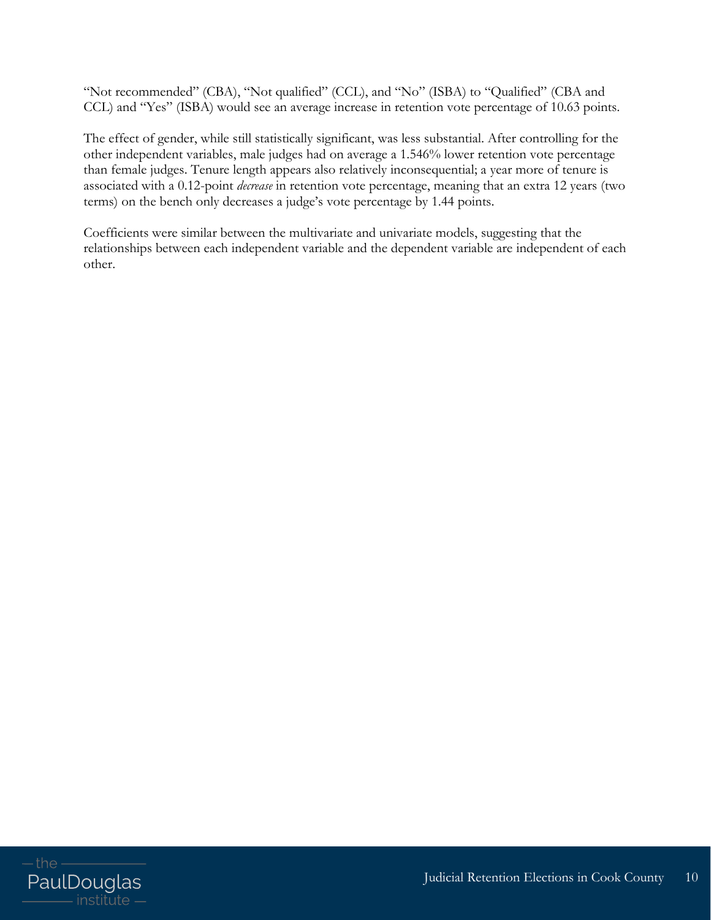"Not recommended" (CBA), "Not qualified" (CCL), and "No" (ISBA) to "Qualified" (CBA and CCL) and "Yes" (ISBA) would see an average increase in retention vote percentage of 10.63 points.

The effect of gender, while still statistically significant, was less substantial. After controlling for the other independent variables, male judges had on average a 1.546% lower retention vote percentage than female judges. Tenure length appears also relatively inconsequential; a year more of tenure is associated with a 0.12-point *decrease* in retention vote percentage, meaning that an extra 12 years (two terms) on the bench only decreases a judge's vote percentage by 1.44 points.

Coefficients were similar between the multivariate and univariate models, suggesting that the relationships between each independent variable and the dependent variable are independent of each other.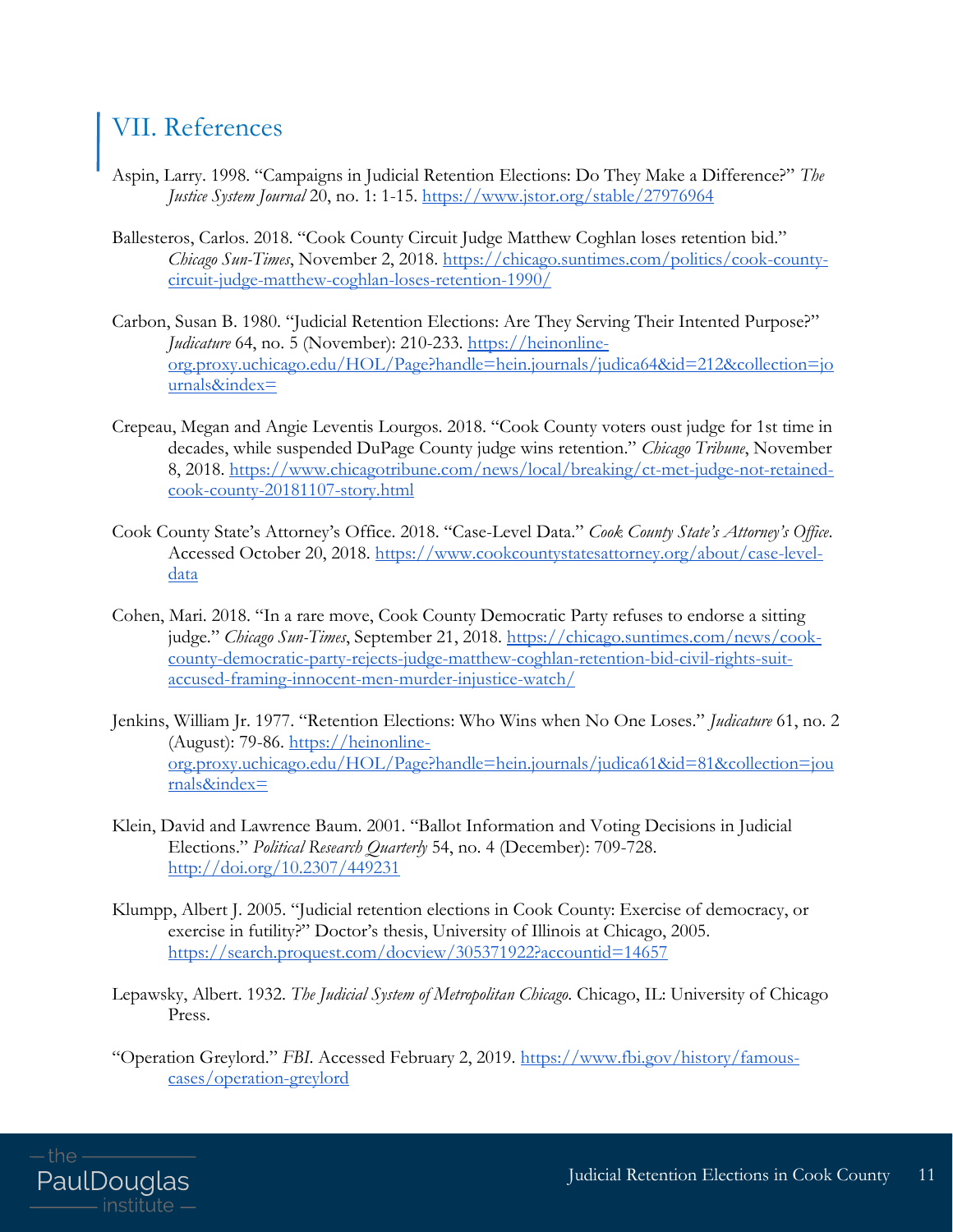## VII. References

Aspin, Larry. 1998. "Campaigns in Judicial Retention Elections: Do They Make a Difference?" *The Justice System Journal* 20, no. 1: 1-15. https://www.jstor.org/stable/27976964

Ballesteros, Carlos. 2018. "Cook County Circuit Judge Matthew Coghlan loses retention bid." *Chicago Sun-Times*, November 2, 2018. https://chicago.suntimes.com/politics/cook-county-circuit-judge-matthew-coghlan-loses-retention-1990/

Carbon, Susan B. 1980. "Judicial Retention Elections: Are They Serving Their Intented Purpose?" *Judicature* 64, no. 5 (November): 210-233. https://heinonline-org.proxy.uchicago.edu/HOL/Page?handle=hein.journals/judica64&id=212&collection=journals&index=

Crepeau, Megan and Angie Leventis Lourgos. 2018. "Cook County voters oust judge for 1st time in decades, while suspended DuPage County judge wins retention." *Chicago Tribune*, November 8, 2018. https://www.chicagotribune.com/news/local/breaking/ct-met-judge-not-retained-cook-county-20181107-story.html

Cook County State's Attorney's Office. 2018. "Case-Level Data." *Cook County State's Attorney's Office*. Accessed October 20, 2018. https://www.cookcountystatesattorney.org/about/case-level-data

Cohen, Mari. 2018. "In a rare move, Cook County Democratic Party refuses to endorse a sitting judge." *Chicago Sun-Times*, September 21, 2018. https://chicago.suntimes.com/news/cook-county-democratic-party-rejects-judge-matthew-coghlan-retention-bid-civil-rights-suit-accused-framing-innocent-men-murder-injustice-watch/

Jenkins, William Jr. 1977. "Retention Elections: Who Wins when No One Loses." *Judicature* 61, no. 2 (August): 79-86. https://heinonline-org.proxy.uchicago.edu/HOL/Page?handle=hein.journals/judica61&id=81&collection=journals&index=

Klein, David and Lawrence Baum. 2001. "Ballot Information and Voting Decisions in Judicial Elections." *Political Research Quarterly* 54, no. 4 (December): 709-728. http://doi.org/10.2307/449231

Klumpp, Albert J. 2005. "Judicial retention elections in Cook County: Exercise of democracy, or exercise in futility?" Doctor's thesis, University of Illinois at Chicago, 2005. https://search.proquest.com/docview/305371922?accountid=14657

Lepawsky, Albert. 1932. *The Judicial System of Metropolitan Chicago*. Chicago, IL: University of Chicago Press.

"Operation Greylord." *FBI*. Accessed February 2, 2019. https://www.fbi.gov/history/famous-cases/operation-greylord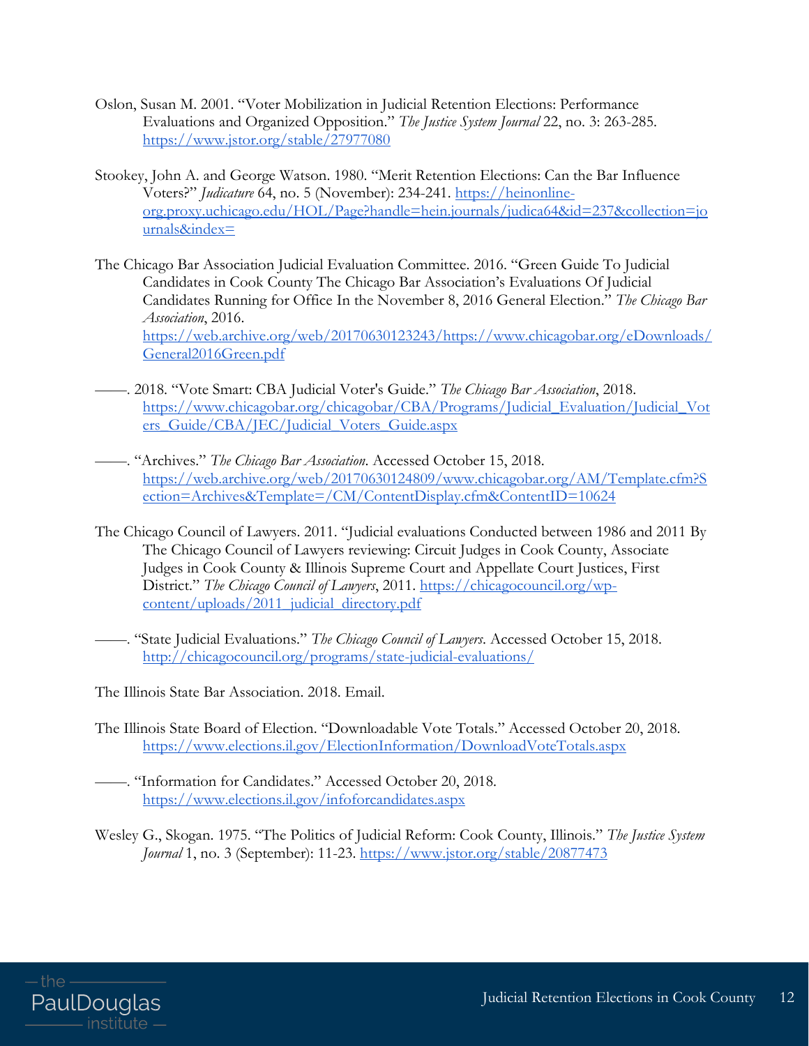Oslon, Susan M. 2001. "Voter Mobilization in Judicial Retention Elections: Performance Evaluations and Organized Opposition." *The Justice System Journal* 22, no. 3: 263-285. https://www.jstor.org/stable/27977080

Stookey, John A. and George Watson. 1980. "Merit Retention Elections: Can the Bar Influence Voters?" *Judicature* 64, no. 5 (November): 234-241. https://heinonline-org.proxy.uchicago.edu/HOL/Page?handle=hein.journals/judica64&id=237&collection=journals&index=

The Chicago Bar Association Judicial Evaluation Committee. 2016. "Green Guide To Judicial Candidates in Cook County The Chicago Bar Association's Evaluations Of Judicial Candidates Running for Office In the November 8, 2016 General Election." *The Chicago Bar Association*, 2016. https://web.archive.org/web/20170630123243/https://www.chicagobar.org/eDownloads/General2016Green.pdf

——. 2018. "Vote Smart: CBA Judicial Voter's Guide." *The Chicago Bar Association*, 2018. https://www.chicagobar.org/chicagobar/CBA/Programs/Judicial_Evaluation/Judicial_Voters_Guide/CBA/JEC/Judicial_Voters_Guide.aspx

——. "Archives." *The Chicago Bar Association*. Accessed October 15, 2018. https://web.archive.org/web/20170630124809/www.chicagobar.org/AM/Template.cfm?Section=Archives&Template=/CM/ContentDisplay.cfm&ContentID=10624

The Chicago Council of Lawyers. 2011. "Judicial evaluations Conducted between 1986 and 2011 By The Chicago Council of Lawyers reviewing: Circuit Judges in Cook County, Associate Judges in Cook County & Illinois Supreme Court and Appellate Court Justices, First District." *The Chicago Council of Lawyers*, 2011. https://chicagocouncil.org/wp-content/uploads/2011_judicial_directory.pdf

——. "State Judicial Evaluations." *The Chicago Council of Lawyers*. Accessed October 15, 2018. http://chicagocouncil.org/programs/state-judicial-evaluations/

The Illinois State Bar Association. 2018. Email.

The Illinois State Board of Election. "Downloadable Vote Totals." Accessed October 20, 2018. https://www.elections.il.gov/ElectionInformation/DownloadVoteTotals.aspx

——. "Information for Candidates." Accessed October 20, 2018. https://www.elections.il.gov/infoforcandidates.aspx

Wesley G., Skogan. 1975. "The Politics of Judicial Reform: Cook County, Illinois." *The Justice System Journal* 1, no. 3 (September): 11-23. https://www.jstor.org/stable/20877473